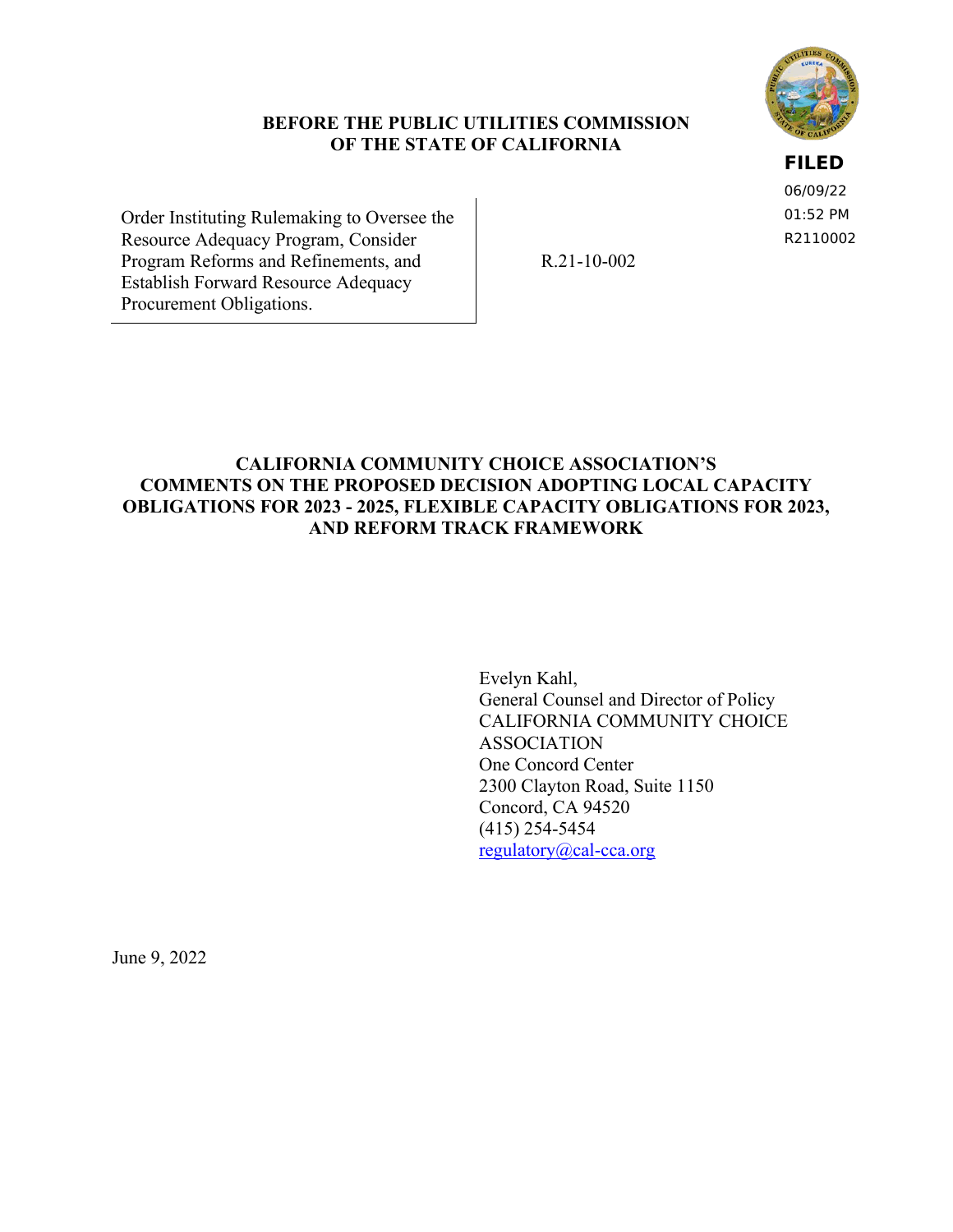**BEFORE THE PUBLIC UTILITIES COMMISSION
OF THE STATE OF CALIFORNIA**

**FILED**
06/09/22
01:52 PM
R2110002

| | |
|---|---|
| Order Instituting Rulemaking to Oversee the Resource Adequacy Program, Consider Program Reforms and Refinements, and Establish Forward Resource Adequacy Procurement Obligations. | R.21-10-002 |

# CALIFORNIA COMMUNITY CHOICE ASSOCIATION'S COMMENTS ON THE PROPOSED DECISION ADOPTING LOCAL CAPACITY OBLIGATIONS FOR 2023 - 2025, FLEXIBLE CAPACITY OBLIGATIONS FOR 2023, AND REFORM TRACK FRAMEWORK

Evelyn Kahl,
General Counsel and Director of Policy
CALIFORNIA COMMUNITY CHOICE ASSOCIATION
One Concord Center
2300 Clayton Road, Suite 1150
Concord, CA 94520
(415) 254-5454
regulatory@cal-cca.org

June 9, 2022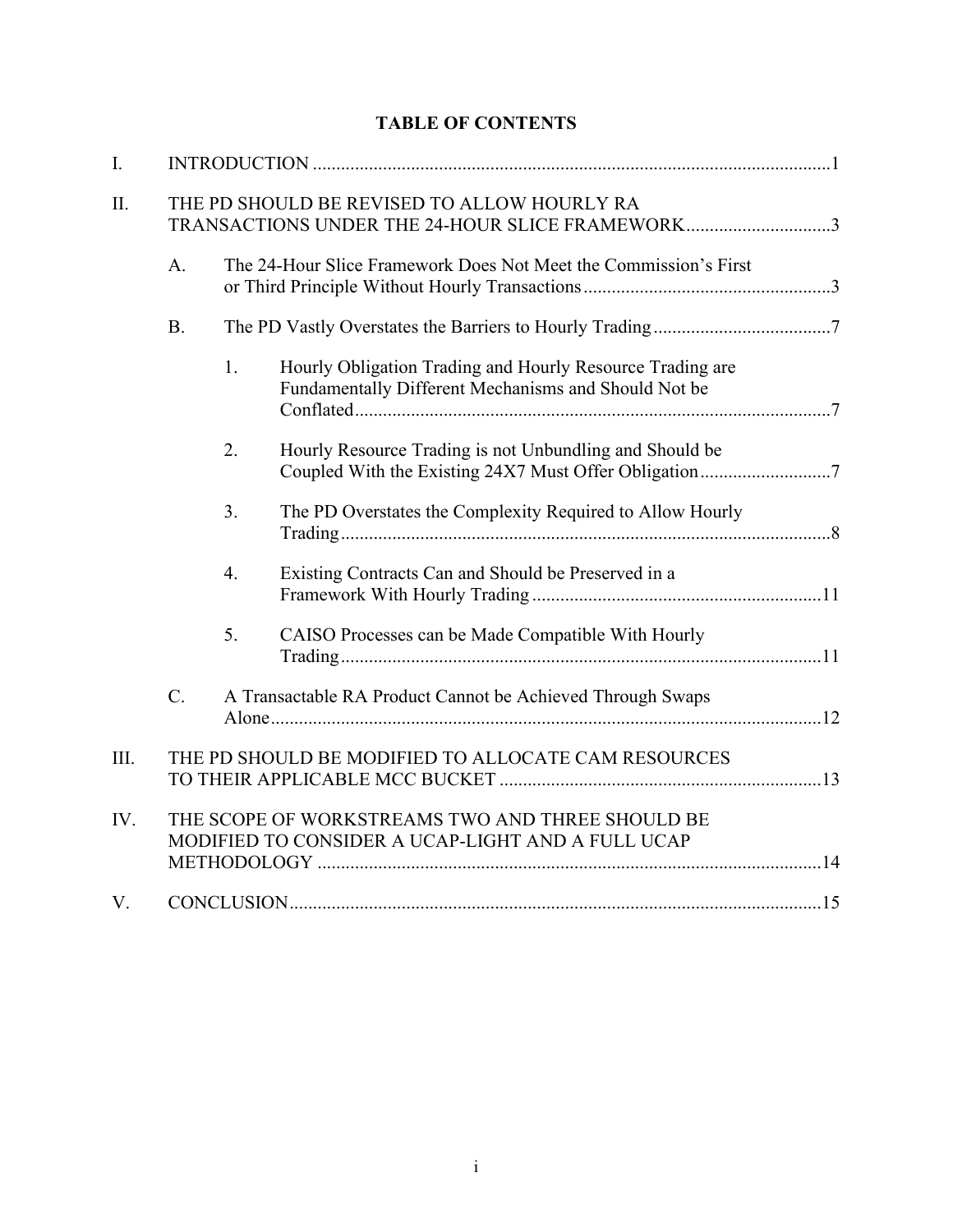# TABLE OF CONTENTS

I. INTRODUCTION ....................................................................................................1

II. THE PD SHOULD BE REVISED TO ALLOW HOURLY RA TRANSACTIONS UNDER THE 24-HOUR SLICE FRAMEWORK ..............................3

- A. The 24-Hour Slice Framework Does Not Meet the Commission's First or Third Principle Without Hourly Transactions ....................................................3
- B. The PD Vastly Overstates the Barriers to Hourly Trading .....................................7
  1. Hourly Obligation Trading and Hourly Resource Trading are Fundamentally Different Mechanisms and Should Not be Conflated ....................................................................................7
  2. Hourly Resource Trading is not Unbundling and Should be Coupled With the Existing 24X7 Must Offer Obligation ...........................7
  3. The PD Overstates the Complexity Required to Allow Hourly Trading ........................................................................................8
  4. Existing Contracts Can and Should be Preserved in a Framework With Hourly Trading ............................................................11
  5. CAISO Processes can be Made Compatible With Hourly Trading .....................................................................................11
- C. A Transactable RA Product Cannot be Achieved Through Swaps Alone ....................................................................................................12

III. THE PD SHOULD BE MODIFIED TO ALLOCATE CAM RESOURCES TO THEIR APPLICABLE MCC BUCKET ....................................................................13

IV. THE SCOPE OF WORKSTREAMS TWO AND THREE SHOULD BE MODIFIED TO CONSIDER A UCAP-LIGHT AND A FULL UCAP METHODOLOGY ..........................................................................................14

V. CONCLUSION................................................................................................15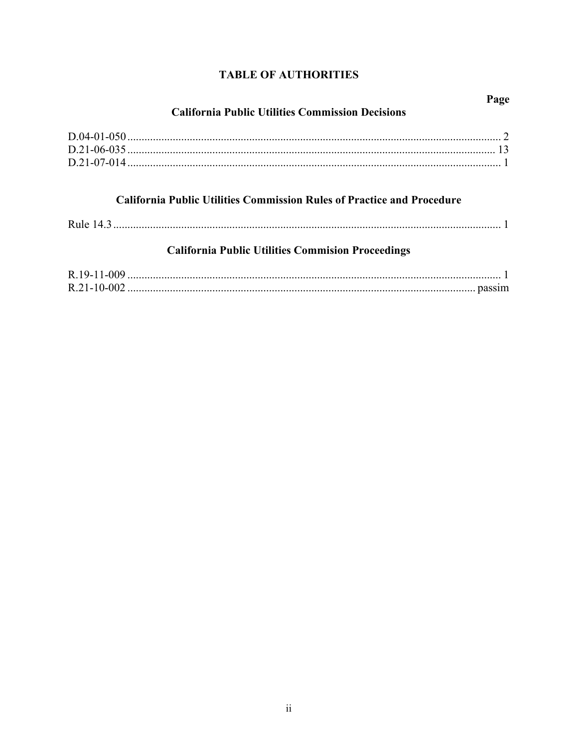# TABLE OF AUTHORITIES

**Page**

## California Public Utilities Commission Decisions

D.04-01-050 .......... 2
D.21-06-035 .......... 13
D.21-07-014 .......... 1

## California Public Utilities Commission Rules of Practice and Procedure

Rule 14.3 .......... 1

## California Public Utilities Commision Proceedings

R.19-11-009 .......... 1
R.21-10-002 .......... passim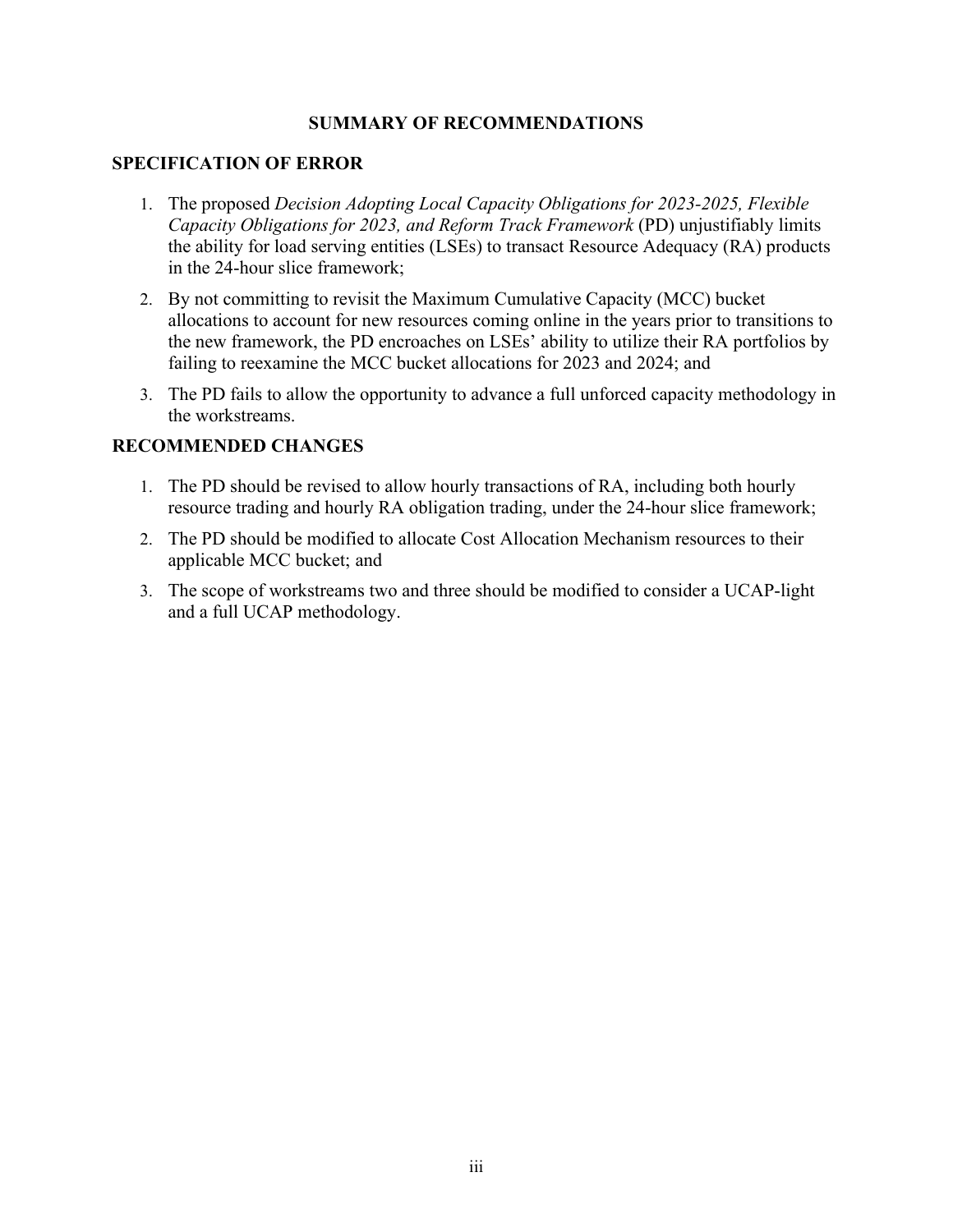## SUMMARY OF RECOMMENDATIONS

### SPECIFICATION OF ERROR

1. The proposed *Decision Adopting Local Capacity Obligations for 2023-2025, Flexible Capacity Obligations for 2023, and Reform Track Framework* (PD) unjustifiably limits the ability for load serving entities (LSEs) to transact Resource Adequacy (RA) products in the 24-hour slice framework;
2. By not committing to revisit the Maximum Cumulative Capacity (MCC) bucket allocations to account for new resources coming online in the years prior to transitions to the new framework, the PD encroaches on LSEs' ability to utilize their RA portfolios by failing to reexamine the MCC bucket allocations for 2023 and 2024; and
3. The PD fails to allow the opportunity to advance a full unforced capacity methodology in the workstreams.

### RECOMMENDED CHANGES

1. The PD should be revised to allow hourly transactions of RA, including both hourly resource trading and hourly RA obligation trading, under the 24-hour slice framework;
2. The PD should be modified to allocate Cost Allocation Mechanism resources to their applicable MCC bucket; and
3. The scope of workstreams two and three should be modified to consider a UCAP-light and a full UCAP methodology.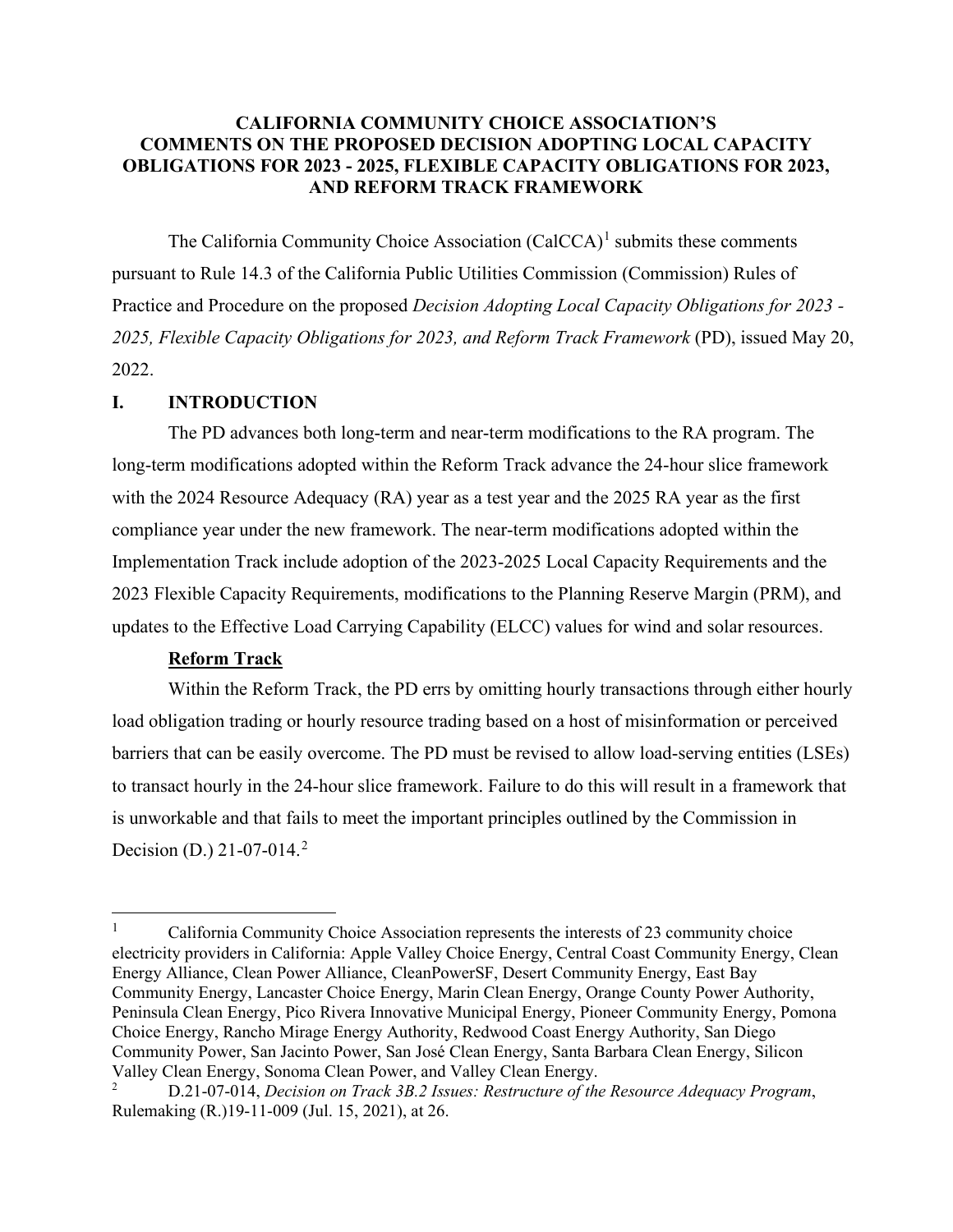**CALIFORNIA COMMUNITY CHOICE ASSOCIATION'S COMMENTS ON THE PROPOSED DECISION ADOPTING LOCAL CAPACITY OBLIGATIONS FOR 2023 - 2025, FLEXIBLE CAPACITY OBLIGATIONS FOR 2023, AND REFORM TRACK FRAMEWORK**

The California Community Choice Association (CalCCA)[1] submits these comments pursuant to Rule 14.3 of the California Public Utilities Commission (Commission) Rules of Practice and Procedure on the proposed *Decision Adopting Local Capacity Obligations for 2023 - 2025, Flexible Capacity Obligations for 2023, and Reform Track Framework* (PD), issued May 20, 2022.

## I. INTRODUCTION

The PD advances both long-term and near-term modifications to the RA program. The long-term modifications adopted within the Reform Track advance the 24-hour slice framework with the 2024 Resource Adequacy (RA) year as a test year and the 2025 RA year as the first compliance year under the new framework. The near-term modifications adopted within the Implementation Track include adoption of the 2023-2025 Local Capacity Requirements and the 2023 Flexible Capacity Requirements, modifications to the Planning Reserve Margin (PRM), and updates to the Effective Load Carrying Capability (ELCC) values for wind and solar resources.

**Reform Track**

Within the Reform Track, the PD errs by omitting hourly transactions through either hourly load obligation trading or hourly resource trading based on a host of misinformation or perceived barriers that can be easily overcome. The PD must be revised to allow load-serving entities (LSEs) to transact hourly in the 24-hour slice framework. Failure to do this will result in a framework that is unworkable and that fails to meet the important principles outlined by the Commission in Decision (D.) 21-07-014.[2]

---

[1] California Community Choice Association represents the interests of 23 community choice electricity providers in California: Apple Valley Choice Energy, Central Coast Community Energy, Clean Energy Alliance, Clean Power Alliance, CleanPowerSF, Desert Community Energy, East Bay Community Energy, Lancaster Choice Energy, Marin Clean Energy, Orange County Power Authority, Peninsula Clean Energy, Pico Rivera Innovative Municipal Energy, Pioneer Community Energy, Pomona Choice Energy, Rancho Mirage Energy Authority, Redwood Coast Energy Authority, San Diego Community Power, San Jacinto Power, San José Clean Energy, Santa Barbara Clean Energy, Silicon Valley Clean Energy, Sonoma Clean Power, and Valley Clean Energy.

[2] D.21-07-014, *Decision on Track 3B.2 Issues: Restructure of the Resource Adequacy Program*, Rulemaking (R.)19-11-009 (Jul. 15, 2021), at 26.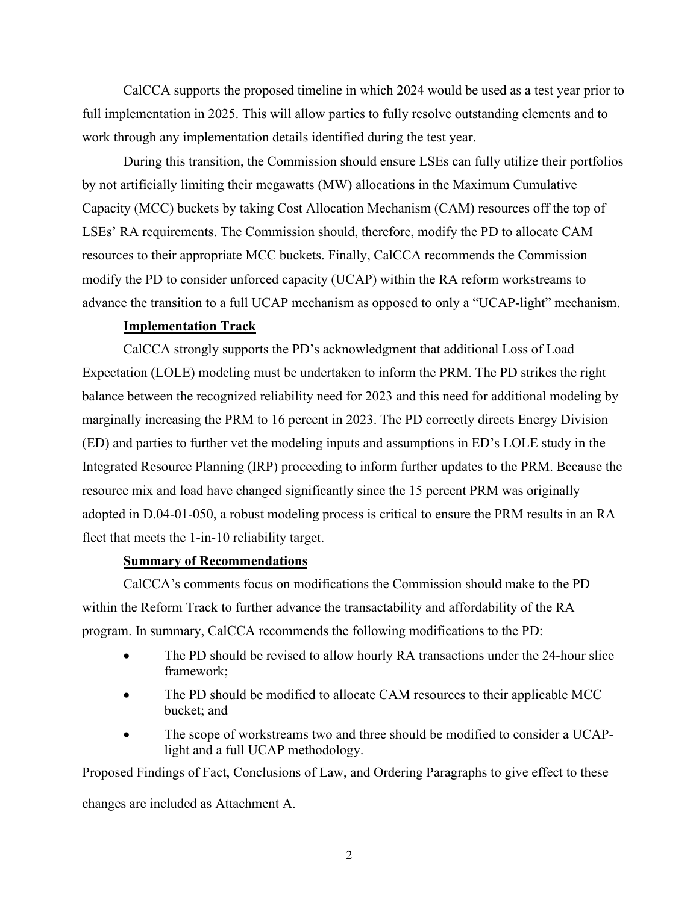CalCCA supports the proposed timeline in which 2024 would be used as a test year prior to full implementation in 2025. This will allow parties to fully resolve outstanding elements and to work through any implementation details identified during the test year.

During this transition, the Commission should ensure LSEs can fully utilize their portfolios by not artificially limiting their megawatts (MW) allocations in the Maximum Cumulative Capacity (MCC) buckets by taking Cost Allocation Mechanism (CAM) resources off the top of LSEs' RA requirements. The Commission should, therefore, modify the PD to allocate CAM resources to their appropriate MCC buckets. Finally, CalCCA recommends the Commission modify the PD to consider unforced capacity (UCAP) within the RA reform workstreams to advance the transition to a full UCAP mechanism as opposed to only a "UCAP-light" mechanism.

**Implementation Track**

CalCCA strongly supports the PD's acknowledgment that additional Loss of Load Expectation (LOLE) modeling must be undertaken to inform the PRM. The PD strikes the right balance between the recognized reliability need for 2023 and this need for additional modeling by marginally increasing the PRM to 16 percent in 2023. The PD correctly directs Energy Division (ED) and parties to further vet the modeling inputs and assumptions in ED's LOLE study in the Integrated Resource Planning (IRP) proceeding to inform further updates to the PRM. Because the resource mix and load have changed significantly since the 15 percent PRM was originally adopted in D.04-01-050, a robust modeling process is critical to ensure the PRM results in an RA fleet that meets the 1-in-10 reliability target.

**Summary of Recommendations**

CalCCA's comments focus on modifications the Commission should make to the PD within the Reform Track to further advance the transactability and affordability of the RA program. In summary, CalCCA recommends the following modifications to the PD:

- The PD should be revised to allow hourly RA transactions under the 24-hour slice framework;
- The PD should be modified to allocate CAM resources to their applicable MCC bucket; and
- The scope of workstreams two and three should be modified to consider a UCAP-light and a full UCAP methodology.

Proposed Findings of Fact, Conclusions of Law, and Ordering Paragraphs to give effect to these changes are included as Attachment A.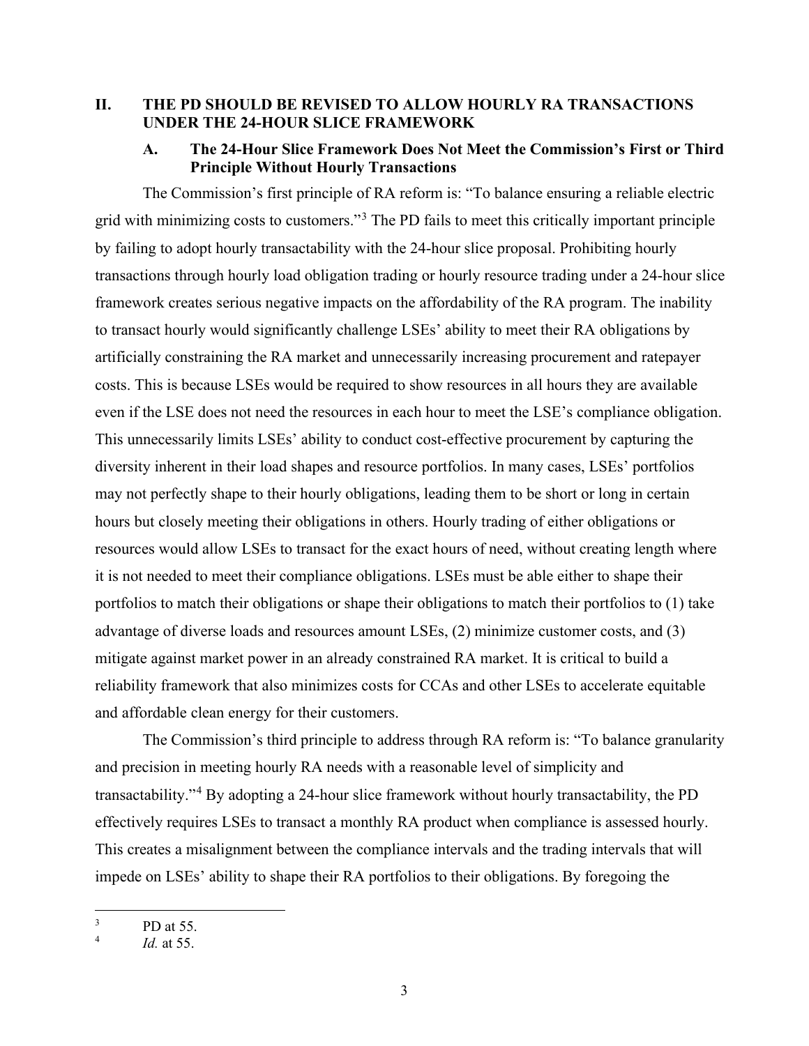## II. THE PD SHOULD BE REVISED TO ALLOW HOURLY RA TRANSACTIONS UNDER THE 24-HOUR SLICE FRAMEWORK

### A. The 24-Hour Slice Framework Does Not Meet the Commission's First or Third Principle Without Hourly Transactions

The Commission's first principle of RA reform is: "To balance ensuring a reliable electric grid with minimizing costs to customers."[3] The PD fails to meet this critically important principle by failing to adopt hourly transactability with the 24-hour slice proposal. Prohibiting hourly transactions through hourly load obligation trading or hourly resource trading under a 24-hour slice framework creates serious negative impacts on the affordability of the RA program. The inability to transact hourly would significantly challenge LSEs' ability to meet their RA obligations by artificially constraining the RA market and unnecessarily increasing procurement and ratepayer costs. This is because LSEs would be required to show resources in all hours they are available even if the LSE does not need the resources in each hour to meet the LSE's compliance obligation. This unnecessarily limits LSEs' ability to conduct cost-effective procurement by capturing the diversity inherent in their load shapes and resource portfolios. In many cases, LSEs' portfolios may not perfectly shape to their hourly obligations, leading them to be short or long in certain hours but closely meeting their obligations in others. Hourly trading of either obligations or resources would allow LSEs to transact for the exact hours of need, without creating length where it is not needed to meet their compliance obligations. LSEs must be able either to shape their portfolios to match their obligations or shape their obligations to match their portfolios to (1) take advantage of diverse loads and resources amount LSEs, (2) minimize customer costs, and (3) mitigate against market power in an already constrained RA market. It is critical to build a reliability framework that also minimizes costs for CCAs and other LSEs to accelerate equitable and affordable clean energy for their customers.

The Commission's third principle to address through RA reform is: "To balance granularity and precision in meeting hourly RA needs with a reasonable level of simplicity and transactability."[4] By adopting a 24-hour slice framework without hourly transactability, the PD effectively requires LSEs to transact a monthly RA product when compliance is assessed hourly. This creates a misalignment between the compliance intervals and the trading intervals that will impede on LSEs' ability to shape their RA portfolios to their obligations. By foregoing the

---

[3] PD at 55.

[4] *Id.* at 55.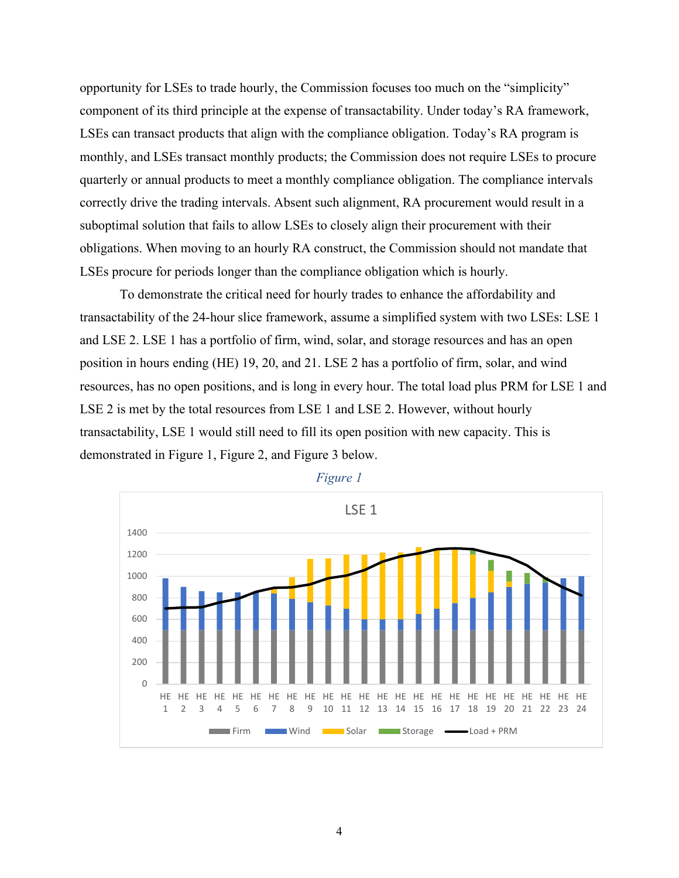opportunity for LSEs to trade hourly, the Commission focuses too much on the "simplicity" component of its third principle at the expense of transactability. Under today's RA framework, LSEs can transact products that align with the compliance obligation. Today's RA program is monthly, and LSEs transact monthly products; the Commission does not require LSEs to procure quarterly or annual products to meet a monthly compliance obligation. The compliance intervals correctly drive the trading intervals. Absent such alignment, RA procurement would result in a suboptimal solution that fails to allow LSEs to closely align their procurement with their obligations. When moving to an hourly RA construct, the Commission should not mandate that LSEs procure for periods longer than the compliance obligation which is hourly.

To demonstrate the critical need for hourly trades to enhance the affordability and transactability of the 24-hour slice framework, assume a simplified system with two LSEs: LSE 1 and LSE 2. LSE 1 has a portfolio of firm, wind, solar, and storage resources and has an open position in hours ending (HE) 19, 20, and 21. LSE 2 has a portfolio of firm, solar, and wind resources, has no open positions, and is long in every hour. The total load plus PRM for LSE 1 and LSE 2 is met by the total resources from LSE 1 and LSE 2. However, without hourly transactability, LSE 1 would still need to fill its open position with new capacity. This is demonstrated in Figure 1, Figure 2, and Figure 3 below.

*Figure 1*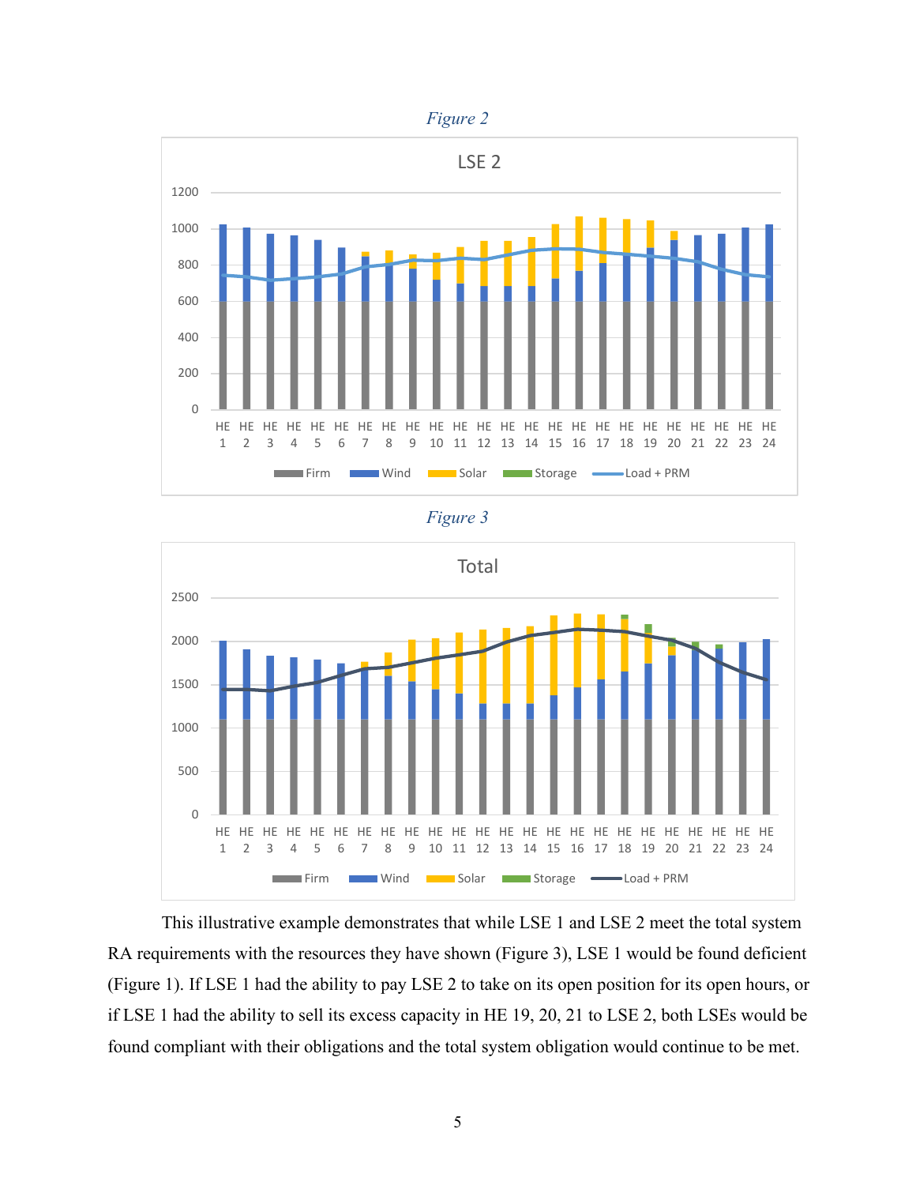*Figure 2*

*Figure 3*

This illustrative example demonstrates that while LSE 1 and LSE 2 meet the total system RA requirements with the resources they have shown (Figure 3), LSE 1 would be found deficient (Figure 1). If LSE 1 had the ability to pay LSE 2 to take on its open position for its open hours, or if LSE 1 had the ability to sell its excess capacity in HE 19, 20, 21 to LSE 2, both LSEs would be found compliant with their obligations and the total system obligation would continue to be met.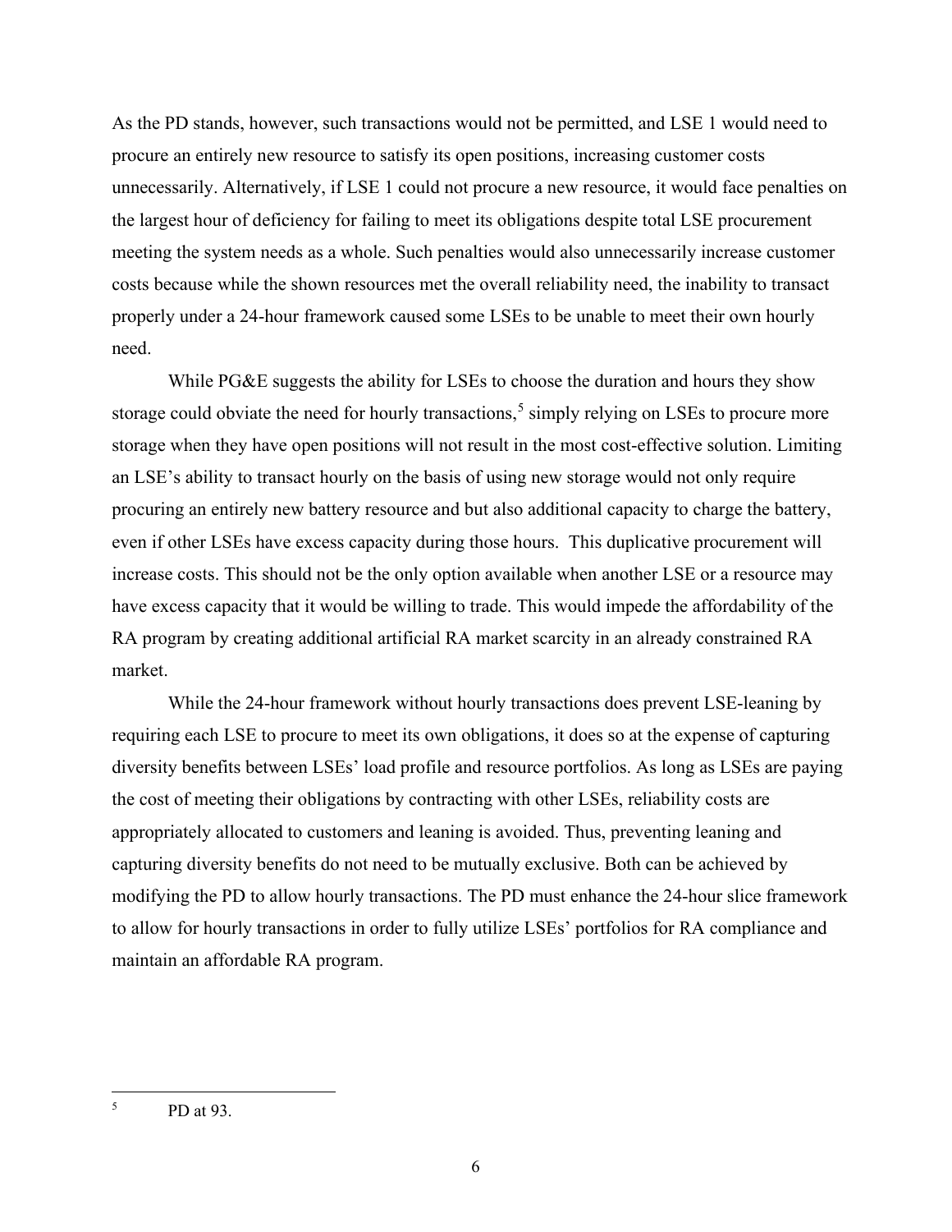As the PD stands, however, such transactions would not be permitted, and LSE 1 would need to procure an entirely new resource to satisfy its open positions, increasing customer costs unnecessarily. Alternatively, if LSE 1 could not procure a new resource, it would face penalties on the largest hour of deficiency for failing to meet its obligations despite total LSE procurement meeting the system needs as a whole. Such penalties would also unnecessarily increase customer costs because while the shown resources met the overall reliability need, the inability to transact properly under a 24-hour framework caused some LSEs to be unable to meet their own hourly need.

While PG&E suggests the ability for LSEs to choose the duration and hours they show storage could obviate the need for hourly transactions,[5] simply relying on LSEs to procure more storage when they have open positions will not result in the most cost-effective solution. Limiting an LSE's ability to transact hourly on the basis of using new storage would not only require procuring an entirely new battery resource and but also additional capacity to charge the battery, even if other LSEs have excess capacity during those hours. This duplicative procurement will increase costs. This should not be the only option available when another LSE or a resource may have excess capacity that it would be willing to trade. This would impede the affordability of the RA program by creating additional artificial RA market scarcity in an already constrained RA market.

While the 24-hour framework without hourly transactions does prevent LSE-leaning by requiring each LSE to procure to meet its own obligations, it does so at the expense of capturing diversity benefits between LSEs' load profile and resource portfolios. As long as LSEs are paying the cost of meeting their obligations by contracting with other LSEs, reliability costs are appropriately allocated to customers and leaning is avoided. Thus, preventing leaning and capturing diversity benefits do not need to be mutually exclusive. Both can be achieved by modifying the PD to allow hourly transactions. The PD must enhance the 24-hour slice framework to allow for hourly transactions in order to fully utilize LSEs' portfolios for RA compliance and maintain an affordable RA program.

---

[5] PD at 93.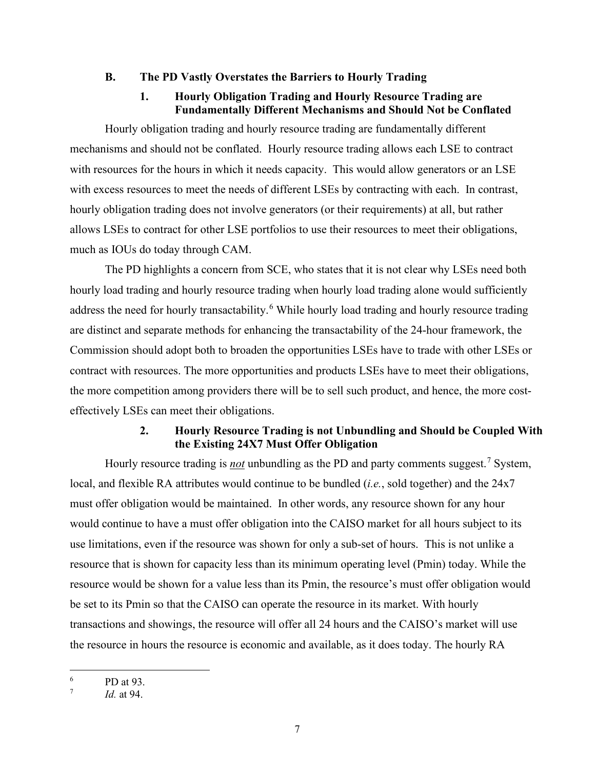## B. The PD Vastly Overstates the Barriers to Hourly Trading

### 1. Hourly Obligation Trading and Hourly Resource Trading are Fundamentally Different Mechanisms and Should Not be Conflated

Hourly obligation trading and hourly resource trading are fundamentally different mechanisms and should not be conflated. Hourly resource trading allows each LSE to contract with resources for the hours in which it needs capacity. This would allow generators or an LSE with excess resources to meet the needs of different LSEs by contracting with each. In contrast, hourly obligation trading does not involve generators (or their requirements) at all, but rather allows LSEs to contract for other LSE portfolios to use their resources to meet their obligations, much as IOUs do today through CAM.

The PD highlights a concern from SCE, who states that it is not clear why LSEs need both hourly load trading and hourly resource trading when hourly load trading alone would sufficiently address the need for hourly transactability.[6] While hourly load trading and hourly resource trading are distinct and separate methods for enhancing the transactability of the 24-hour framework, the Commission should adopt both to broaden the opportunities LSEs have to trade with other LSEs or contract with resources. The more opportunities and products LSEs have to meet their obligations, the more competition among providers there will be to sell such product, and hence, the more cost-effectively LSEs can meet their obligations.

### 2. Hourly Resource Trading is not Unbundling and Should be Coupled With the Existing 24X7 Must Offer Obligation

Hourly resource trading is ***not*** unbundling as the PD and party comments suggest.[7] System, local, and flexible RA attributes would continue to be bundled (*i.e.*, sold together) and the 24x7 must offer obligation would be maintained. In other words, any resource shown for any hour would continue to have a must offer obligation into the CAISO market for all hours subject to its use limitations, even if the resource was shown for only a sub-set of hours. This is not unlike a resource that is shown for capacity less than its minimum operating level (Pmin) today. While the resource would be shown for a value less than its Pmin, the resource's must offer obligation would be set to its Pmin so that the CAISO can operate the resource in its market. With hourly transactions and showings, the resource will offer all 24 hours and the CAISO's market will use the resource in hours the resource is economic and available, as it does today. The hourly RA

---

[6] PD at 93.

[7] *Id.* at 94.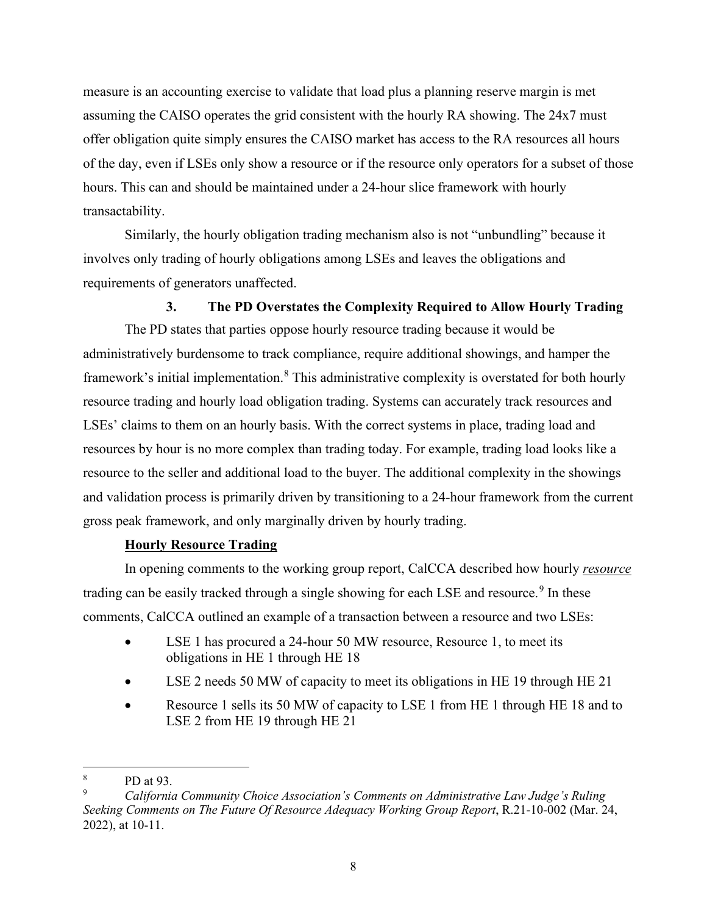measure is an accounting exercise to validate that load plus a planning reserve margin is met assuming the CAISO operates the grid consistent with the hourly RA showing. The 24x7 must offer obligation quite simply ensures the CAISO market has access to the RA resources all hours of the day, even if LSEs only show a resource or if the resource only operators for a subset of those hours. This can and should be maintained under a 24-hour slice framework with hourly transactability.

Similarly, the hourly obligation trading mechanism also is not "unbundling" because it involves only trading of hourly obligations among LSEs and leaves the obligations and requirements of generators unaffected.

### 3. The PD Overstates the Complexity Required to Allow Hourly Trading

The PD states that parties oppose hourly resource trading because it would be administratively burdensome to track compliance, require additional showings, and hamper the framework's initial implementation.[8] This administrative complexity is overstated for both hourly resource trading and hourly load obligation trading. Systems can accurately track resources and LSEs' claims to them on an hourly basis. With the correct systems in place, trading load and resources by hour is no more complex than trading today. For example, trading load looks like a resource to the seller and additional load to the buyer. The additional complexity in the showings and validation process is primarily driven by transitioning to a 24-hour framework from the current gross peak framework, and only marginally driven by hourly trading.

**Hourly Resource Trading**

In opening comments to the working group report, CalCCA described how hourly ***resource*** trading can be easily tracked through a single showing for each LSE and resource.[9] In these comments, CalCCA outlined an example of a transaction between a resource and two LSEs:

- LSE 1 has procured a 24-hour 50 MW resource, Resource 1, to meet its obligations in HE 1 through HE 18
- LSE 2 needs 50 MW of capacity to meet its obligations in HE 19 through HE 21
- Resource 1 sells its 50 MW of capacity to LSE 1 from HE 1 through HE 18 and to LSE 2 from HE 19 through HE 21

---

[8] PD at 93.

[9] *California Community Choice Association's Comments on Administrative Law Judge's Ruling Seeking Comments on The Future Of Resource Adequacy Working Group Report*, R.21-10-002 (Mar. 24, 2022), at 10-11.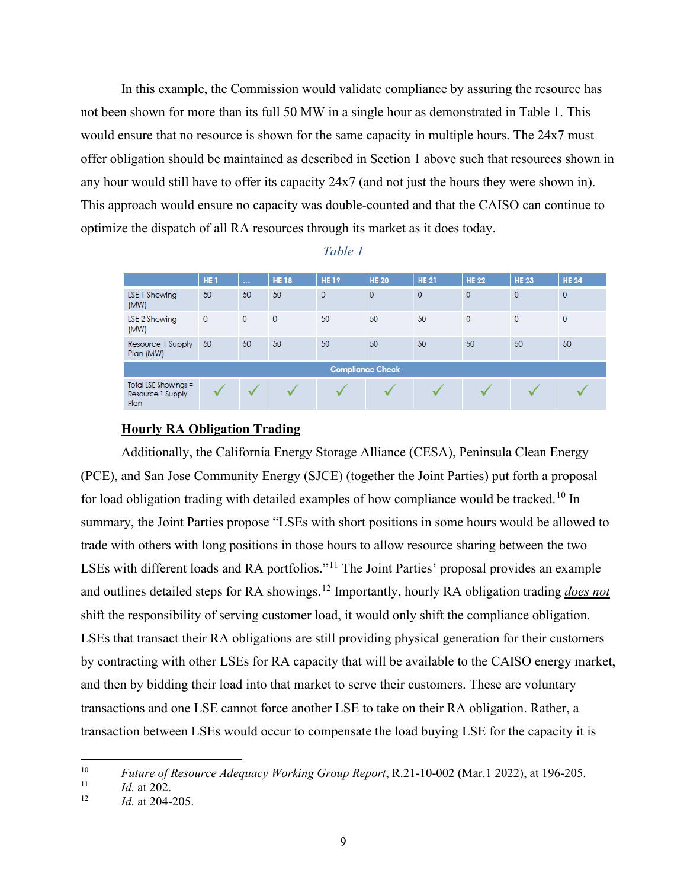In this example, the Commission would validate compliance by assuring the resource has not been shown for more than its full 50 MW in a single hour as demonstrated in Table 1. This would ensure that no resource is shown for the same capacity in multiple hours. The 24x7 must offer obligation should be maintained as described in Section 1 above such that resources shown in any hour would still have to offer its capacity 24x7 (and not just the hours they were shown in). This approach would ensure no capacity was double-counted and that the CAISO can continue to optimize the dispatch of all RA resources through its market as it does today.

*Table 1*

| | HE 1 | ... | HE 18 | HE 19 | HE 20 | HE 21 | HE 22 | HE 23 | HE 24 |
|---|---|---|---|---|---|---|---|---|---|
| LSE 1 Showing (MW) | 50 | 50 | 50 | 0 | 0 | 0 | 0 | 0 | 0 |
| LSE 2 Showing (MW) | 0 | 0 | 0 | 50 | 50 | 50 | 0 | 0 | 0 |
| Resource 1 Supply Plan (MW) | 50 | 50 | 50 | 50 | 50 | 50 | 50 | 50 | 50 |
| **Compliance Check** | | | | | | | | | |
| Total LSE Showings = Resource 1 Supply Plan | ✓ | ✓ | ✓ | ✓ | ✓ | ✓ | ✓ | ✓ | ✓ |

**Hourly RA Obligation Trading**

Additionally, the California Energy Storage Alliance (CESA), Peninsula Clean Energy (PCE), and San Jose Community Energy (SJCE) (together the Joint Parties) put forth a proposal for load obligation trading with detailed examples of how compliance would be tracked.[10] In summary, the Joint Parties propose "LSEs with short positions in some hours would be allowed to trade with others with long positions in those hours to allow resource sharing between the two LSEs with different loads and RA portfolios."[11] The Joint Parties' proposal provides an example and outlines detailed steps for RA showings.[12] Importantly, hourly RA obligation trading ***does not*** shift the responsibility of serving customer load, it would only shift the compliance obligation. LSEs that transact their RA obligations are still providing physical generation for their customers by contracting with other LSEs for RA capacity that will be available to the CAISO energy market, and then by bidding their load into that market to serve their customers. These are voluntary transactions and one LSE cannot force another LSE to take on their RA obligation. Rather, a transaction between LSEs would occur to compensate the load buying LSE for the capacity it is

---

[10] *Future of Resource Adequacy Working Group Report*, R.21-10-002 (Mar.1 2022), at 196-205.

[11] *Id.* at 202.

[12] *Id.* at 204-205.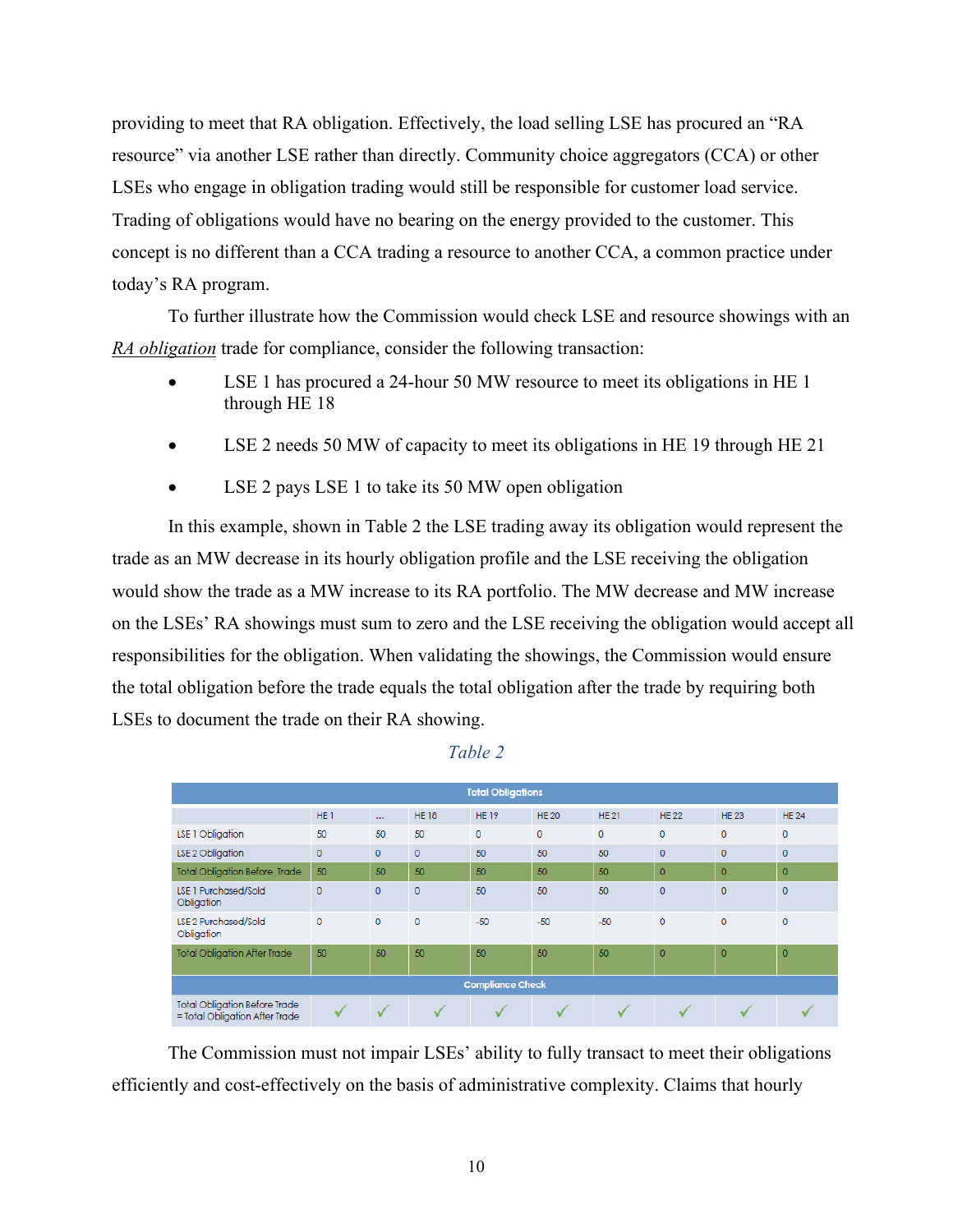providing to meet that RA obligation. Effectively, the load selling LSE has procured an "RA resource" via another LSE rather than directly. Community choice aggregators (CCA) or other LSEs who engage in obligation trading would still be responsible for customer load service. Trading of obligations would have no bearing on the energy provided to the customer. This concept is no different than a CCA trading a resource to another CCA, a common practice under today's RA program.

To further illustrate how the Commission would check LSE and resource showings with an <u>RA obligation</u> trade for compliance, consider the following transaction:

- LSE 1 has procured a 24-hour 50 MW resource to meet its obligations in HE 1 through HE 18
- LSE 2 needs 50 MW of capacity to meet its obligations in HE 19 through HE 21
- LSE 2 pays LSE 1 to take its 50 MW open obligation

In this example, shown in Table 2 the LSE trading away its obligation would represent the trade as an MW decrease in its hourly obligation profile and the LSE receiving the obligation would show the trade as a MW increase to its RA portfolio. The MW decrease and MW increase on the LSEs' RA showings must sum to zero and the LSE receiving the obligation would accept all responsibilities for the obligation. When validating the showings, the Commission would ensure the total obligation before the trade equals the total obligation after the trade by requiring both LSEs to document the trade on their RA showing.

*Table 2*

| Total Obligations | | | | | | | | | |
|---|---|---|---|---|---|---|---|---|---|
| | HE 1 | ... | HE 18 | HE 19 | HE 20 | HE 21 | HE 22 | HE 23 | HE 24 |
| LSE 1 Obligation | 50 | 50 | 50 | 0 | 0 | 0 | 0 | 0 | 0 |
| LSE 2 Obligation | 0 | 0 | 0 | 50 | 50 | 50 | 0 | 0 | 0 |
| Total Obligation Before Trade | 50 | 50 | 50 | 50 | 50 | 50 | 0 | 0 | 0 |
| LSE 1 Purchased/Sold Obligation | 0 | 0 | 0 | 50 | 50 | 50 | 0 | 0 | 0 |
| LSE 2 Purchased/Sold Obligation | 0 | 0 | 0 | -50 | -50 | -50 | 0 | 0 | 0 |
| Total Obligation After Trade | 50 | 50 | 50 | 50 | 50 | 50 | 0 | 0 | 0 |
| **Compliance Check** | | | | | | | | | |
| Total Obligation Before Trade = Total Obligation After Trade | ✓ | ✓ | ✓ | ✓ | ✓ | ✓ | ✓ | ✓ | ✓ |

The Commission must not impair LSEs' ability to fully transact to meet their obligations efficiently and cost-effectively on the basis of administrative complexity. Claims that hourly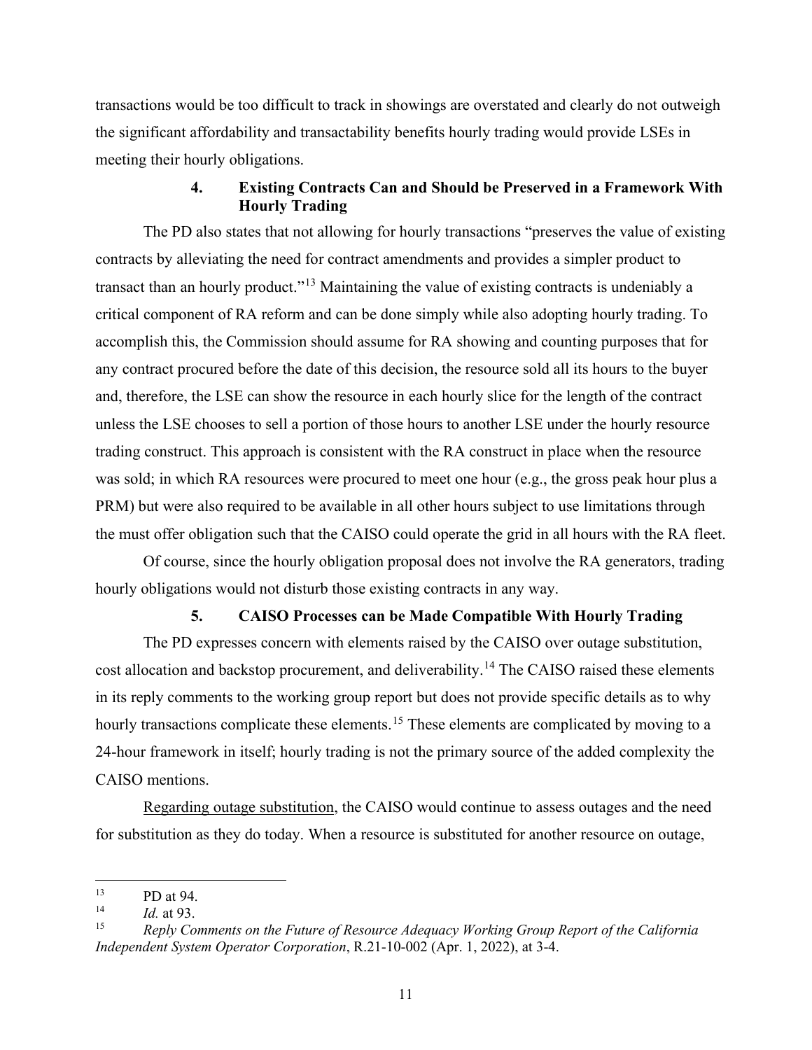transactions would be too difficult to track in showings are overstated and clearly do not outweigh the significant affordability and transactability benefits hourly trading would provide LSEs in meeting their hourly obligations.

#### 4. Existing Contracts Can and Should be Preserved in a Framework With Hourly Trading

The PD also states that not allowing for hourly transactions "preserves the value of existing contracts by alleviating the need for contract amendments and provides a simpler product to transact than an hourly product."[13] Maintaining the value of existing contracts is undeniably a critical component of RA reform and can be done simply while also adopting hourly trading. To accomplish this, the Commission should assume for RA showing and counting purposes that for any contract procured before the date of this decision, the resource sold all its hours to the buyer and, therefore, the LSE can show the resource in each hourly slice for the length of the contract unless the LSE chooses to sell a portion of those hours to another LSE under the hourly resource trading construct. This approach is consistent with the RA construct in place when the resource was sold; in which RA resources were procured to meet one hour (e.g., the gross peak hour plus a PRM) but were also required to be available in all other hours subject to use limitations through the must offer obligation such that the CAISO could operate the grid in all hours with the RA fleet.

Of course, since the hourly obligation proposal does not involve the RA generators, trading hourly obligations would not disturb those existing contracts in any way.

#### 5. CAISO Processes can be Made Compatible With Hourly Trading

The PD expresses concern with elements raised by the CAISO over outage substitution, cost allocation and backstop procurement, and deliverability.[14] The CAISO raised these elements in its reply comments to the working group report but does not provide specific details as to why hourly transactions complicate these elements.[15] These elements are complicated by moving to a 24-hour framework in itself; hourly trading is not the primary source of the added complexity the CAISO mentions.

<u>Regarding outage substitution</u>, the CAISO would continue to assess outages and the need for substitution as they do today. When a resource is substituted for another resource on outage,

---

[13] PD at 94.

[14] *Id.* at 93.

[15] *Reply Comments on the Future of Resource Adequacy Working Group Report of the California Independent System Operator Corporation*, R.21-10-002 (Apr. 1, 2022), at 3-4.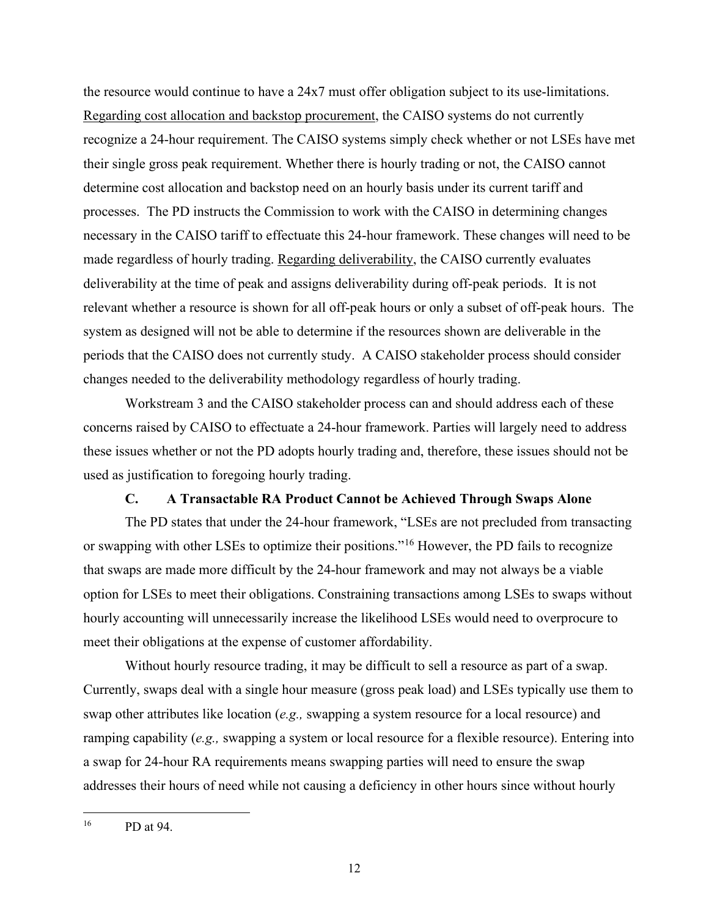the resource would continue to have a 24x7 must offer obligation subject to its use-limitations. Regarding cost allocation and backstop procurement, the CAISO systems do not currently recognize a 24-hour requirement. The CAISO systems simply check whether or not LSEs have met their single gross peak requirement. Whether there is hourly trading or not, the CAISO cannot determine cost allocation and backstop need on an hourly basis under its current tariff and processes. The PD instructs the Commission to work with the CAISO in determining changes necessary in the CAISO tariff to effectuate this 24-hour framework. These changes will need to be made regardless of hourly trading. Regarding deliverability, the CAISO currently evaluates deliverability at the time of peak and assigns deliverability during off-peak periods. It is not relevant whether a resource is shown for all off-peak hours or only a subset of off-peak hours. The system as designed will not be able to determine if the resources shown are deliverable in the periods that the CAISO does not currently study. A CAISO stakeholder process should consider changes needed to the deliverability methodology regardless of hourly trading.

Workstream 3 and the CAISO stakeholder process can and should address each of these concerns raised by CAISO to effectuate a 24-hour framework. Parties will largely need to address these issues whether or not the PD adopts hourly trading and, therefore, these issues should not be used as justification to foregoing hourly trading.

### C. A Transactable RA Product Cannot be Achieved Through Swaps Alone

The PD states that under the 24-hour framework, "LSEs are not precluded from transacting or swapping with other LSEs to optimize their positions."[16] However, the PD fails to recognize that swaps are made more difficult by the 24-hour framework and may not always be a viable option for LSEs to meet their obligations. Constraining transactions among LSEs to swaps without hourly accounting will unnecessarily increase the likelihood LSEs would need to overprocure to meet their obligations at the expense of customer affordability.

Without hourly resource trading, it may be difficult to sell a resource as part of a swap. Currently, swaps deal with a single hour measure (gross peak load) and LSEs typically use them to swap other attributes like location (*e.g.,* swapping a system resource for a local resource) and ramping capability (*e.g.,* swapping a system or local resource for a flexible resource). Entering into a swap for 24-hour RA requirements means swapping parties will need to ensure the swap addresses their hours of need while not causing a deficiency in other hours since without hourly

---

[16] PD at 94.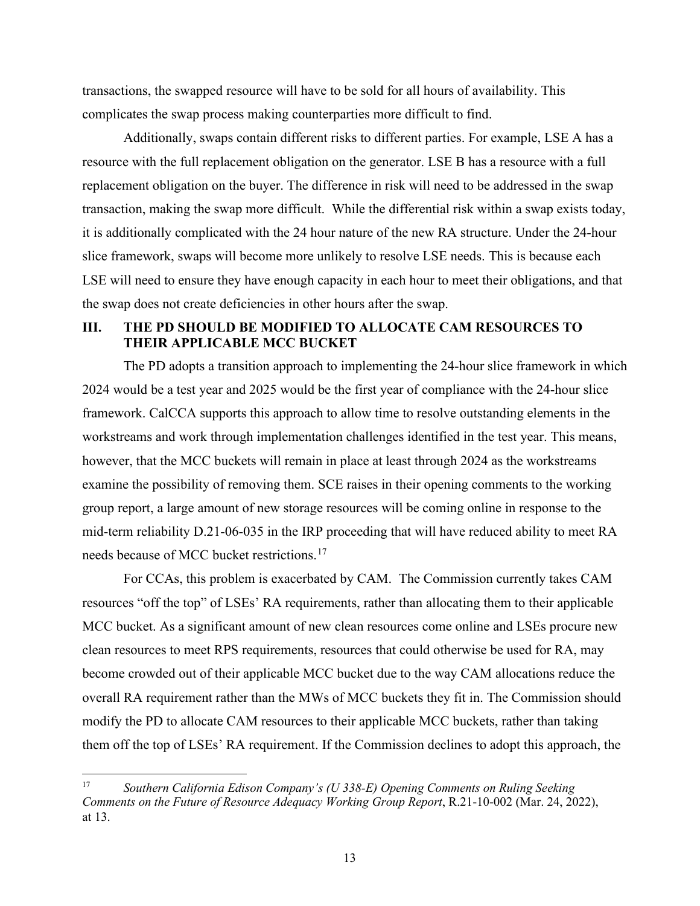transactions, the swapped resource will have to be sold for all hours of availability. This complicates the swap process making counterparties more difficult to find.

Additionally, swaps contain different risks to different parties. For example, LSE A has a resource with the full replacement obligation on the generator. LSE B has a resource with a full replacement obligation on the buyer. The difference in risk will need to be addressed in the swap transaction, making the swap more difficult. While the differential risk within a swap exists today, it is additionally complicated with the 24 hour nature of the new RA structure. Under the 24-hour slice framework, swaps will become more unlikely to resolve LSE needs. This is because each LSE will need to ensure they have enough capacity in each hour to meet their obligations, and that the swap does not create deficiencies in other hours after the swap.

## III. THE PD SHOULD BE MODIFIED TO ALLOCATE CAM RESOURCES TO THEIR APPLICABLE MCC BUCKET

The PD adopts a transition approach to implementing the 24-hour slice framework in which 2024 would be a test year and 2025 would be the first year of compliance with the 24-hour slice framework. CalCCA supports this approach to allow time to resolve outstanding elements in the workstreams and work through implementation challenges identified in the test year. This means, however, that the MCC buckets will remain in place at least through 2024 as the workstreams examine the possibility of removing them. SCE raises in their opening comments to the working group report, a large amount of new storage resources will be coming online in response to the mid-term reliability D.21-06-035 in the IRP proceeding that will have reduced ability to meet RA needs because of MCC bucket restrictions.[17]

For CCAs, this problem is exacerbated by CAM. The Commission currently takes CAM resources "off the top" of LSEs' RA requirements, rather than allocating them to their applicable MCC bucket. As a significant amount of new clean resources come online and LSEs procure new clean resources to meet RPS requirements, resources that could otherwise be used for RA, may become crowded out of their applicable MCC bucket due to the way CAM allocations reduce the overall RA requirement rather than the MWs of MCC buckets they fit in. The Commission should modify the PD to allocate CAM resources to their applicable MCC buckets, rather than taking them off the top of LSEs' RA requirement. If the Commission declines to adopt this approach, the

---

[17] *Southern California Edison Company's (U 338-E) Opening Comments on Ruling Seeking Comments on the Future of Resource Adequacy Working Group Report*, R.21-10-002 (Mar. 24, 2022), at 13.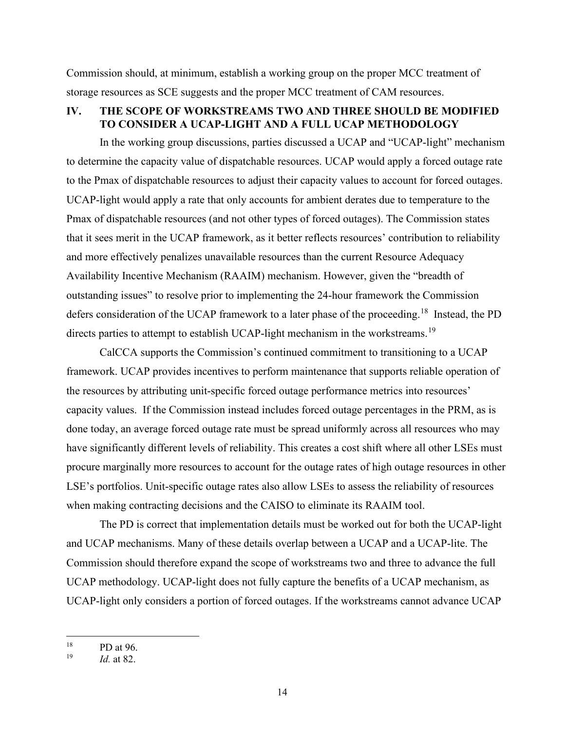Commission should, at minimum, establish a working group on the proper MCC treatment of storage resources as SCE suggests and the proper MCC treatment of CAM resources.

## IV. THE SCOPE OF WORKSTREAMS TWO AND THREE SHOULD BE MODIFIED TO CONSIDER A UCAP-LIGHT AND A FULL UCAP METHODOLOGY

In the working group discussions, parties discussed a UCAP and "UCAP-light" mechanism to determine the capacity value of dispatchable resources. UCAP would apply a forced outage rate to the Pmax of dispatchable resources to adjust their capacity values to account for forced outages. UCAP-light would apply a rate that only accounts for ambient derates due to temperature to the Pmax of dispatchable resources (and not other types of forced outages). The Commission states that it sees merit in the UCAP framework, as it better reflects resources' contribution to reliability and more effectively penalizes unavailable resources than the current Resource Adequacy Availability Incentive Mechanism (RAAIM) mechanism. However, given the "breadth of outstanding issues" to resolve prior to implementing the 24-hour framework the Commission defers consideration of the UCAP framework to a later phase of the proceeding.[18] Instead, the PD directs parties to attempt to establish UCAP-light mechanism in the workstreams.[19]

CalCCA supports the Commission's continued commitment to transitioning to a UCAP framework. UCAP provides incentives to perform maintenance that supports reliable operation of the resources by attributing unit-specific forced outage performance metrics into resources' capacity values. If the Commission instead includes forced outage percentages in the PRM, as is done today, an average forced outage rate must be spread uniformly across all resources who may have significantly different levels of reliability. This creates a cost shift where all other LSEs must procure marginally more resources to account for the outage rates of high outage resources in other LSE's portfolios. Unit-specific outage rates also allow LSEs to assess the reliability of resources when making contracting decisions and the CAISO to eliminate its RAAIM tool.

The PD is correct that implementation details must be worked out for both the UCAP-light and UCAP mechanisms. Many of these details overlap between a UCAP and a UCAP-lite. The Commission should therefore expand the scope of workstreams two and three to advance the full UCAP methodology. UCAP-light does not fully capture the benefits of a UCAP mechanism, as UCAP-light only considers a portion of forced outages. If the workstreams cannot advance UCAP

---

[18] PD at 96.

[19] *Id.* at 82.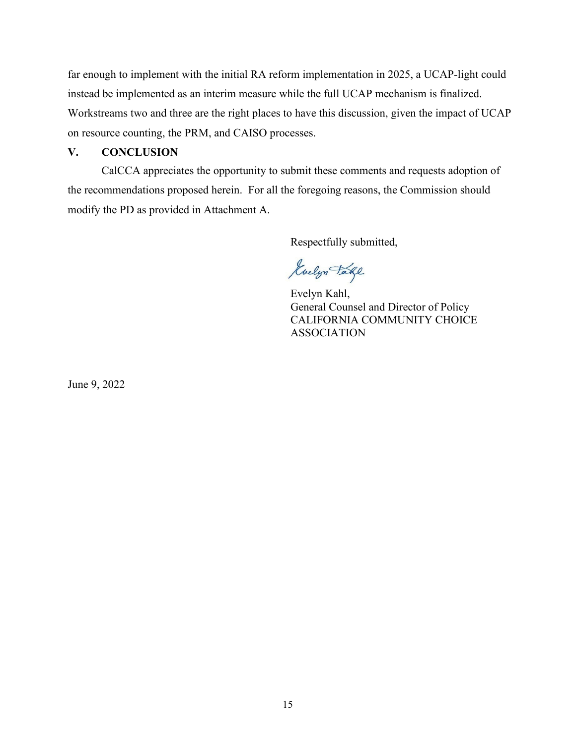far enough to implement with the initial RA reform implementation in 2025, a UCAP-light could instead be implemented as an interim measure while the full UCAP mechanism is finalized. Workstreams two and three are the right places to have this discussion, given the impact of UCAP on resource counting, the PRM, and CAISO processes.

## V. CONCLUSION

CalCCA appreciates the opportunity to submit these comments and requests adoption of the recommendations proposed herein. For all the foregoing reasons, the Commission should modify the PD as provided in Attachment A.

Respectfully submitted,

Evelyn Kahl,
General Counsel and Director of Policy
CALIFORNIA COMMUNITY CHOICE ASSOCIATION

June 9, 2022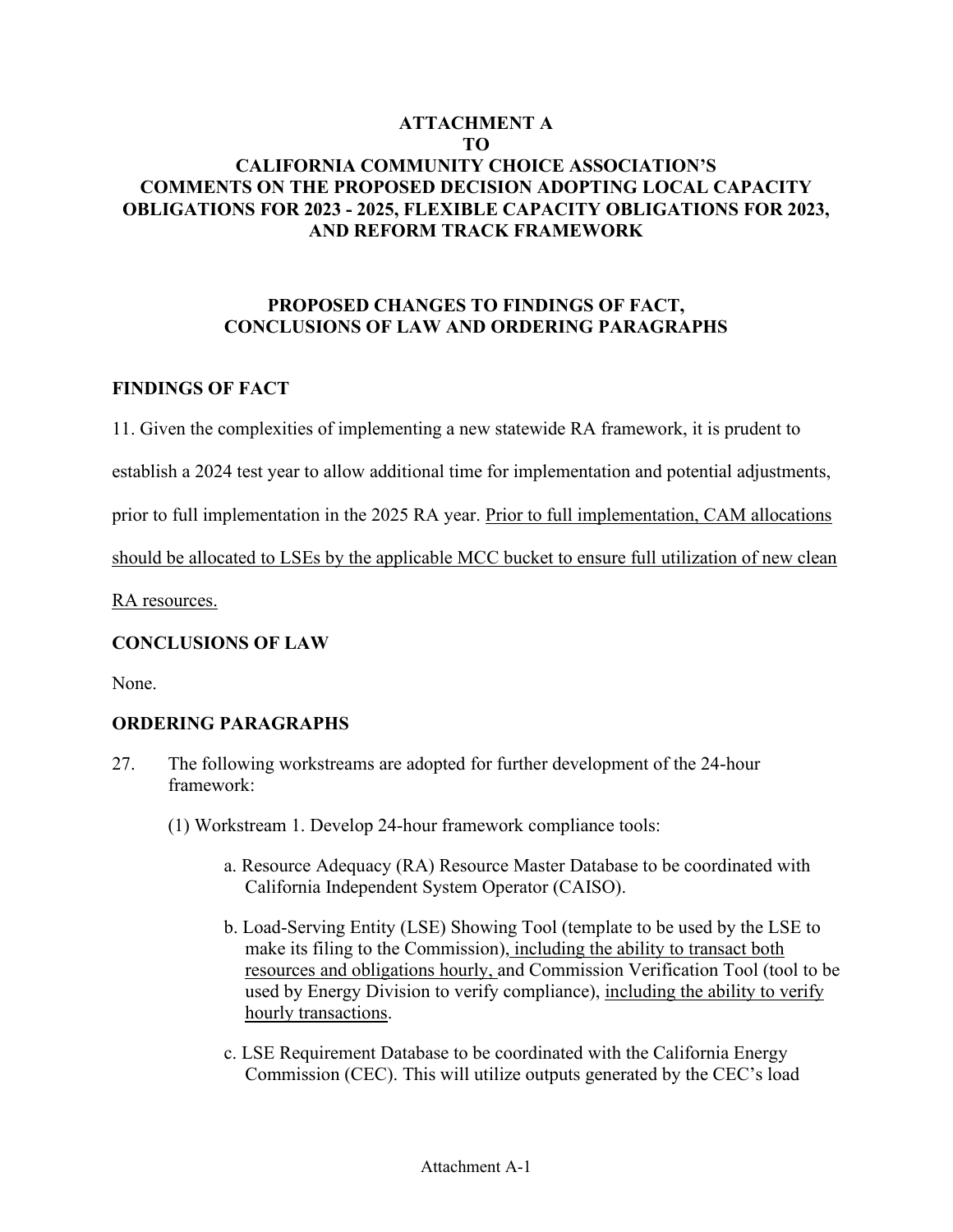**ATTACHMENT A**
**TO**
**CALIFORNIA COMMUNITY CHOICE ASSOCIATION'S COMMENTS ON THE PROPOSED DECISION ADOPTING LOCAL CAPACITY OBLIGATIONS FOR 2023 - 2025, FLEXIBLE CAPACITY OBLIGATIONS FOR 2023, AND REFORM TRACK FRAMEWORK**

**PROPOSED CHANGES TO FINDINGS OF FACT, CONCLUSIONS OF LAW AND ORDERING PARAGRAPHS**

## FINDINGS OF FACT

11. Given the complexities of implementing a new statewide RA framework, it is prudent to establish a 2024 test year to allow additional time for implementation and potential adjustments, prior to full implementation in the 2025 RA year. <u>Prior to full implementation, CAM allocations should be allocated to LSEs by the applicable MCC bucket to ensure full utilization of new clean RA resources.</u>

## CONCLUSIONS OF LAW

None.

## ORDERING PARAGRAPHS

27. The following workstreams are adopted for further development of the 24-hour framework:

    (1) Workstream 1. Develop 24-hour framework compliance tools:

    a. Resource Adequacy (RA) Resource Master Database to be coordinated with California Independent System Operator (CAISO).

    b. Load-Serving Entity (LSE) Showing Tool (template to be used by the LSE to make its filing to the Commission)<u>, including the ability to transact both resources and obligations hourly,</u> and Commission Verification Tool (tool to be used by Energy Division to verify compliance), <u>including the ability to verify hourly transactions</u>.

    c. LSE Requirement Database to be coordinated with the California Energy Commission (CEC). This will utilize outputs generated by the CEC's load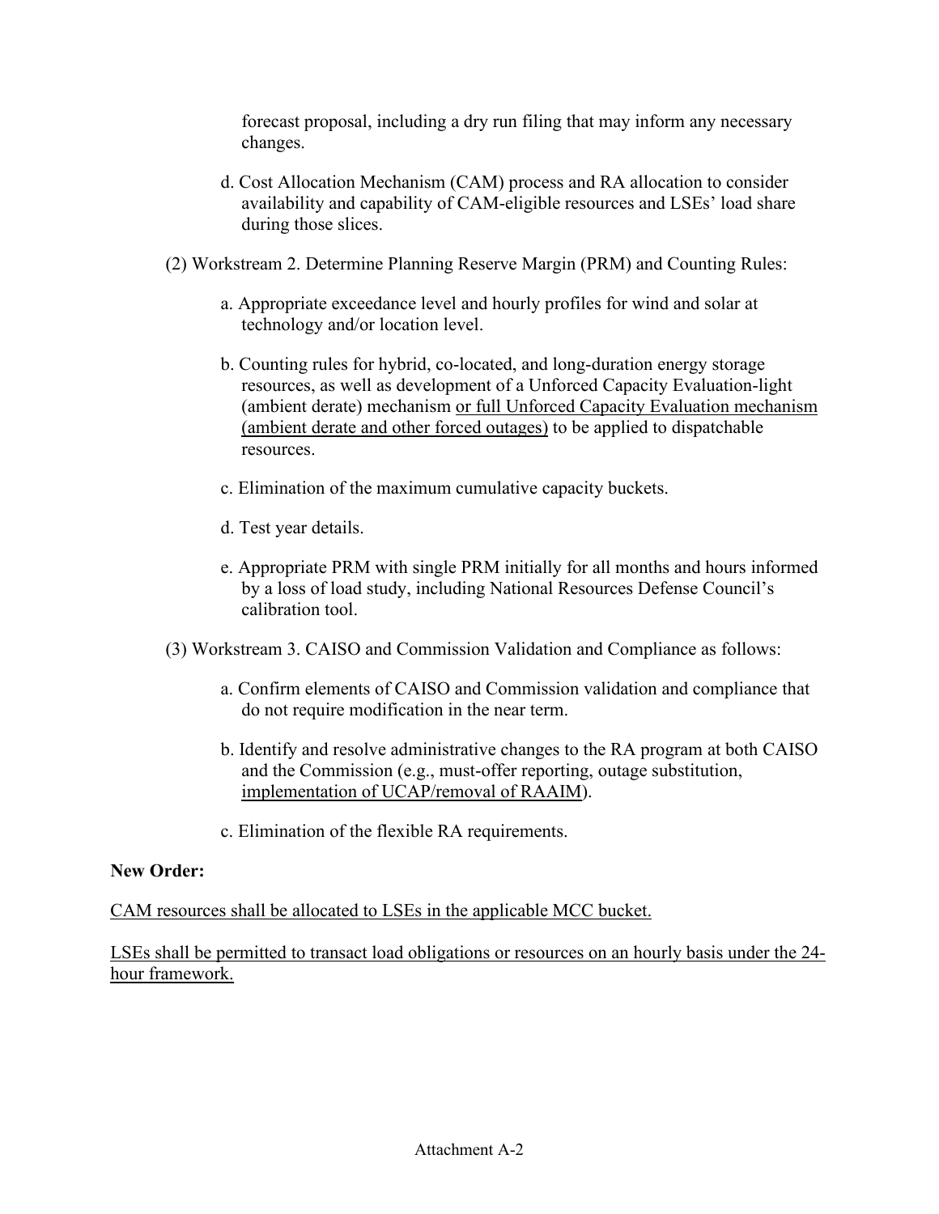forecast proposal, including a dry run filing that may inform any necessary changes.

d. Cost Allocation Mechanism (CAM) process and RA allocation to consider availability and capability of CAM-eligible resources and LSEs' load share during those slices.

(2) Workstream 2. Determine Planning Reserve Margin (PRM) and Counting Rules:

a. Appropriate exceedance level and hourly profiles for wind and solar at technology and/or location level.

b. Counting rules for hybrid, co-located, and long-duration energy storage resources, as well as development of a Unforced Capacity Evaluation-light (ambient derate) mechanism <u>or full Unforced Capacity Evaluation mechanism (ambient derate and other forced outages)</u> to be applied to dispatchable resources.

c. Elimination of the maximum cumulative capacity buckets.

d. Test year details.

e. Appropriate PRM with single PRM initially for all months and hours informed by a loss of load study, including National Resources Defense Council's calibration tool.

(3) Workstream 3. CAISO and Commission Validation and Compliance as follows:

a. Confirm elements of CAISO and Commission validation and compliance that do not require modification in the near term.

b. Identify and resolve administrative changes to the RA program at both CAISO and the Commission (e.g., must-offer reporting, outage substitution, <u>implementation of UCAP/removal of RAAIM</u>).

c. Elimination of the flexible RA requirements.

**New Order:**

<u>CAM resources shall be allocated to LSEs in the applicable MCC bucket.</u>

<u>LSEs shall be permitted to transact load obligations or resources on an hourly basis under the 24-hour framework.</u>